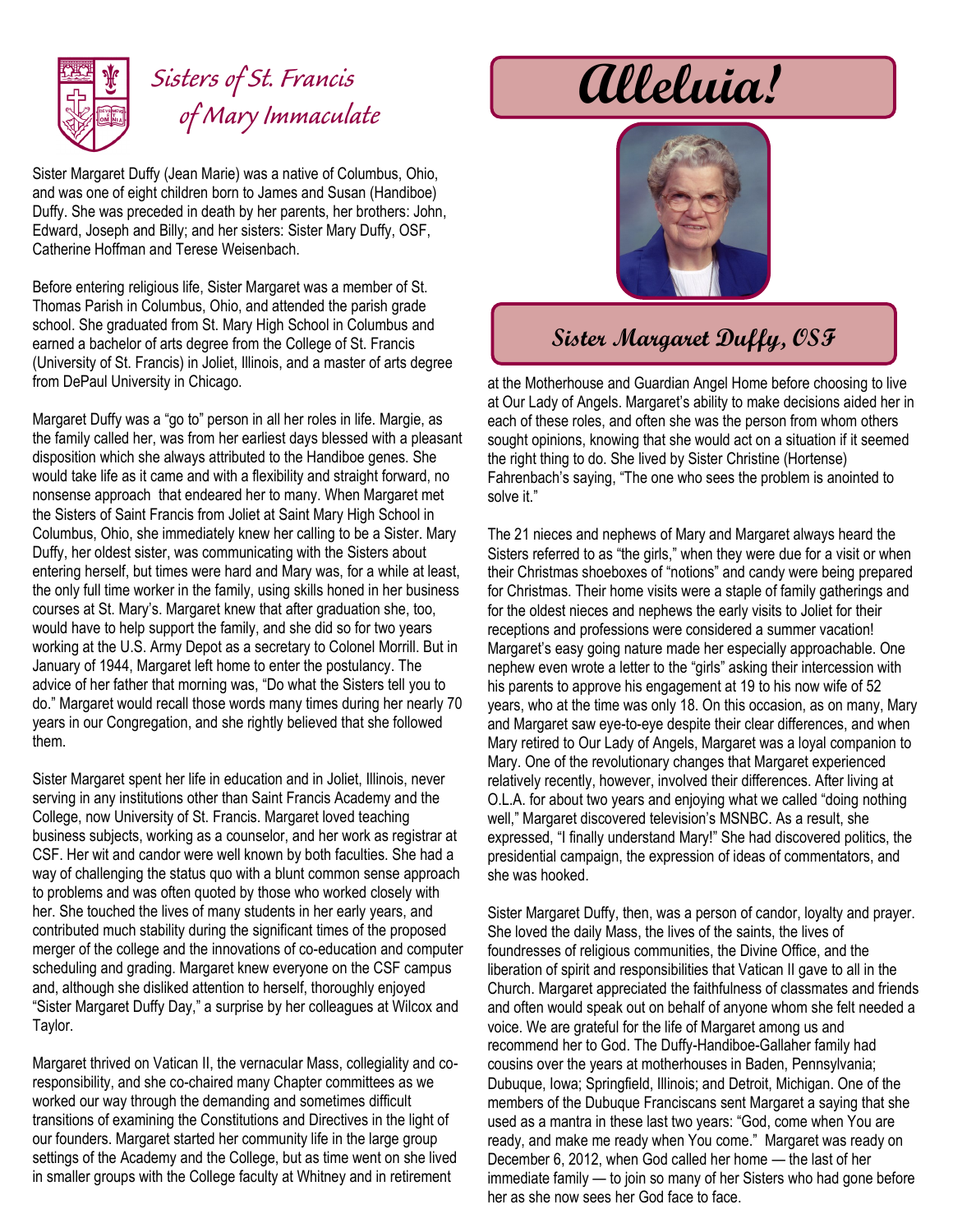# Sisters of St. Francis of Mary Immaculate

# Alleluia!

## Sister Margaret Duffy, OSF

Sister Margaret Duffy (Jean Marie) was a native of Columbus, Ohio, and was one of eight children born to James and Susan (Handiboe) Duffy. She was preceded in death by her parents, her brothers: John, Edward, Joseph and Billy; and her sisters: Sister Mary Duffy, OSF, Catherine Hoffman and Terese Weisenbach.

Before entering religious life, Sister Margaret was a member of St. Thomas Parish in Columbus, Ohio, and attended the parish grade school. She graduated from St. Mary High School in Columbus and earned a bachelor of arts degree from the College of St. Francis (University of St. Francis) in Joliet, Illinois, and a master of arts degree from DePaul University in Chicago.

Margaret Duffy was a "go to" person in all her roles in life. Margie, as the family called her, was from her earliest days blessed with a pleasant disposition which she always attributed to the Handiboe genes. She would take life as it came and with a flexibility and straight forward, no nonsense approach that endeared her to many. When Margaret met the Sisters of Saint Francis from Joliet at Saint Mary High School in Columbus, Ohio, she immediately knew her calling to be a Sister. Mary Duffy, her oldest sister, was communicating with the Sisters about entering herself, but times were hard and Mary was, for a while at least, the only full time worker in the family, using skills honed in her business courses at St. Mary's. Margaret knew that after graduation she, too, would have to help support the family, and she did so for two years working at the U.S. Army Depot as a secretary to Colonel Morrill. But in January of 1944, Margaret left home to enter the postulancy. The advice of her father that morning was, "Do what the Sisters tell you to do." Margaret would recall those words many times during her nearly 70 years in our Congregation, and she rightly believed that she followed them.

Sister Margaret spent her life in education and in Joliet, Illinois, never serving in any institutions other than Saint Francis Academy and the College, now University of St. Francis. Margaret loved teaching business subjects, working as a counselor, and her work as registrar at CSF. Her wit and candor were well known by both faculties. She had a way of challenging the status quo with a blunt common sense approach to problems and was often quoted by those who worked closely with her. She touched the lives of many students in her early years, and contributed much stability during the significant times of the proposed merger of the college and the innovations of co-education and computer scheduling and grading. Margaret knew everyone on the CSF campus and, although she disliked attention to herself, thoroughly enjoyed "Sister Margaret Duffy Day," a surprise by her colleagues at Wilcox and Taylor.

Margaret thrived on Vatican II, the vernacular Mass, collegiality and co-responsibility, and she co-chaired many Chapter committees as we worked our way through the demanding and sometimes difficult transitions of examining the Constitutions and Directives in the light of our founders. Margaret started her community life in the large group settings of the Academy and the College, but as time went on she lived in smaller groups with the College faculty at Whitney and in retirement at the Motherhouse and Guardian Angel Home before choosing to live at Our Lady of Angels. Margaret's ability to make decisions aided her in each of these roles, and often she was the person from whom others sought opinions, knowing that she would act on a situation if it seemed the right thing to do. She lived by Sister Christine (Hortense) Fahrenbach's saying, "The one who sees the problem is anointed to solve it."

The 21 nieces and nephews of Mary and Margaret always heard the Sisters referred to as "the girls," when they were due for a visit or when their Christmas shoeboxes of "notions" and candy were being prepared for Christmas. Their home visits were a staple of family gatherings and for the oldest nieces and nephews the early visits to Joliet for their receptions and professions were considered a summer vacation! Margaret's easy going nature made her especially approachable. One nephew even wrote a letter to the "girls" asking their intercession with his parents to approve his engagement at 19 to his now wife of 52 years, who at the time was only 18. On this occasion, as on many, Mary and Margaret saw eye-to-eye despite their clear differences, and when Mary retired to Our Lady of Angels, Margaret was a loyal companion to Mary. One of the revolutionary changes that Margaret experienced relatively recently, however, involved their differences. After living at O.L.A. for about two years and enjoying what we called "doing nothing well," Margaret discovered television's MSNBC. As a result, she expressed, "I finally understand Mary!" She had discovered politics, the presidential campaign, the expression of ideas of commentators, and she was hooked.

Sister Margaret Duffy, then, was a person of candor, loyalty and prayer. She loved the daily Mass, the lives of the saints, the lives of foundresses of religious communities, the Divine Office, and the liberation of spirit and responsibilities that Vatican II gave to all in the Church. Margaret appreciated the faithfulness of classmates and friends and often would speak out on behalf of anyone whom she felt needed a voice. We are grateful for the life of Margaret among us and recommend her to God. The Duffy-Handiboe-Gallaher family had cousins over the years at motherhouses in Baden, Pennsylvania; Dubuque, Iowa; Springfield, Illinois; and Detroit, Michigan. One of the members of the Dubuque Franciscans sent Margaret a saying that she used as a mantra in these last two years: "God, come when You are ready, and make me ready when You come." Margaret was ready on December 6, 2012, when God called her home — the last of her immediate family — to join so many of her Sisters who had gone before her as she now sees her God face to face.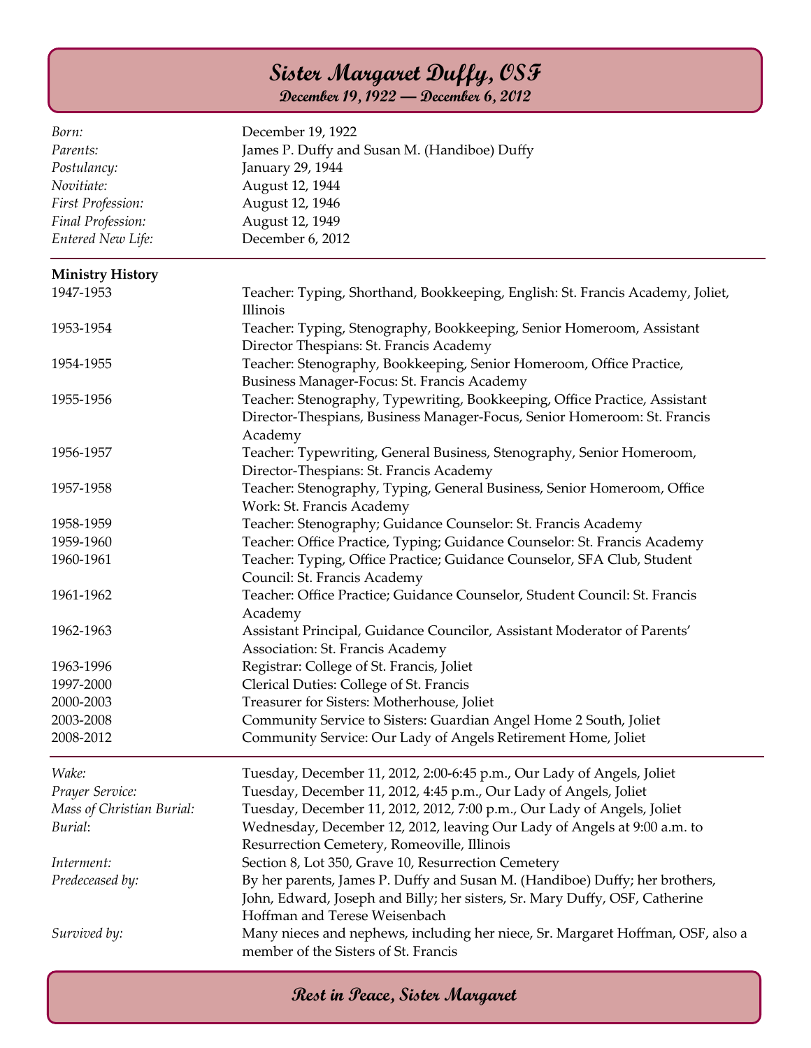# Sister Margaret Duffy, OSF

**December 19, 1922 — December 6, 2012**

| | |
|---|---|
| *Born:* | December 19, 1922 |
| *Parents:* | James P. Duffy and Susan M. (Handiboe) Duffy |
| *Postulancy:* | January 29, 1944 |
| *Novitiate:* | August 12, 1944 |
| *First Profession:* | August 12, 1946 |
| *Final Profession:* | August 12, 1949 |
| *Entered New Life:* | December 6, 2012 |

## Ministry History

| | |
|---|---|
| 1947-1953 | Teacher: Typing, Shorthand, Bookkeeping, English: St. Francis Academy, Joliet, Illinois |
| 1953-1954 | Teacher: Typing, Stenography, Bookkeeping, Senior Homeroom, Assistant Director Thespians: St. Francis Academy |
| 1954-1955 | Teacher: Stenography, Bookkeeping, Senior Homeroom, Office Practice, Business Manager-Focus: St. Francis Academy |
| 1955-1956 | Teacher: Stenography, Typewriting, Bookkeeping, Office Practice, Assistant Director-Thespians, Business Manager-Focus, Senior Homeroom: St. Francis Academy |
| 1956-1957 | Teacher: Typewriting, General Business, Stenography, Senior Homeroom, Director-Thespians: St. Francis Academy |
| 1957-1958 | Teacher: Stenography, Typing, General Business, Senior Homeroom, Office Work: St. Francis Academy |
| 1958-1959 | Teacher: Stenography; Guidance Counselor: St. Francis Academy |
| 1959-1960 | Teacher: Office Practice, Typing; Guidance Counselor: St. Francis Academy |
| 1960-1961 | Teacher: Typing, Office Practice; Guidance Counselor, SFA Club, Student Council: St. Francis Academy |
| 1961-1962 | Teacher: Office Practice; Guidance Counselor, Student Council: St. Francis Academy |
| 1962-1963 | Assistant Principal, Guidance Councilor, Assistant Moderator of Parents' Association: St. Francis Academy |
| 1963-1996 | Registrar: College of St. Francis, Joliet |
| 1997-2000 | Clerical Duties: College of St. Francis |
| 2000-2003 | Treasurer for Sisters: Motherhouse, Joliet |
| 2003-2008 | Community Service to Sisters: Guardian Angel Home 2 South, Joliet |
| 2008-2012 | Community Service: Our Lady of Angels Retirement Home, Joliet |

| | |
|---|---|
| *Wake:* | Tuesday, December 11, 2012, 2:00-6:45 p.m., Our Lady of Angels, Joliet |
| *Prayer Service:* | Tuesday, December 11, 2012, 4:45 p.m., Our Lady of Angels, Joliet |
| *Mass of Christian Burial:* | Tuesday, December 11, 2012, 2012, 7:00 p.m., Our Lady of Angels, Joliet |
| *Burial*: | Wednesday, December 12, 2012, leaving Our Lady of Angels at 9:00 a.m. to Resurrection Cemetery, Romeoville, Illinois |
| *Interment:* | Section 8, Lot 350, Grave 10, Resurrection Cemetery |
| *Predeceased by:* | By her parents, James P. Duffy and Susan M. (Handiboe) Duffy; her brothers, John, Edward, Joseph and Billy; her sisters, Sr. Mary Duffy, OSF, Catherine Hoffman and Terese Weisenbach |
| *Survived by:* | Many nieces and nephews, including her niece, Sr. Margaret Hoffman, OSF, also a member of the Sisters of St. Francis |

**Rest in Peace, Sister Margaret**